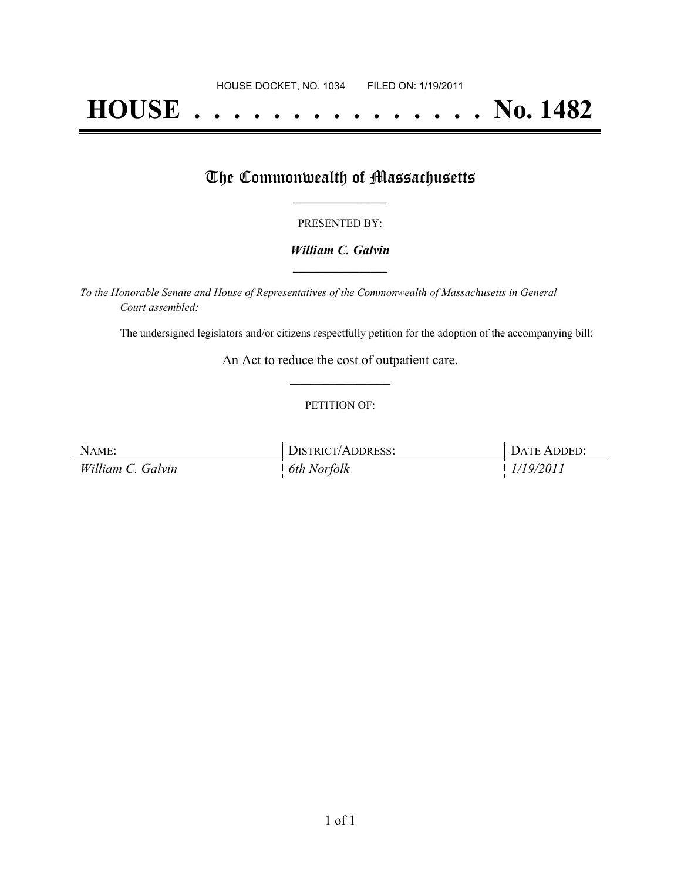HOUSE DOCKET, NO. 1034        FILED ON: 1/19/2011

# HOUSE . . . . . . . . . . . . . . . No. 1482

## The Commonwealth of Massachusetts

PRESENTED BY:

***William C. Galvin***

*To the Honorable Senate and House of Representatives of the Commonwealth of Massachusetts in General Court assembled:*

The undersigned legislators and/or citizens respectfully petition for the adoption of the accompanying bill:

An Act to reduce the cost of outpatient care.

PETITION OF:

| NAME: | DISTRICT/ADDRESS: | DATE ADDED: |
|---|---|---|
| *William C. Galvin* | *6th Norfolk* | *1/19/2011* |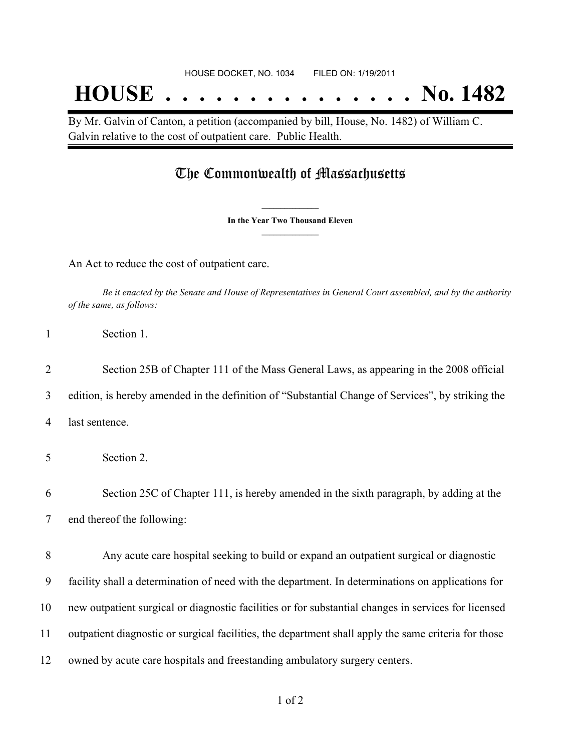HOUSE DOCKET, NO. 1034        FILED ON: 1/19/2011

# HOUSE . . . . . . . . . . . . . . . No. 1482

By Mr. Galvin of Canton, a petition (accompanied by bill, House, No. 1482) of William C. Galvin relative to the cost of outpatient care. Public Health.

## The Commonwealth of Massachusetts

**In the Year Two Thousand Eleven**

An Act to reduce the cost of outpatient care.

*Be it enacted by the Senate and House of Representatives in General Court assembled, and by the authority of the same, as follows:*

1 Section 1.

2 Section 25B of Chapter 111 of the Mass General Laws, as appearing in the 2008 official
3 edition, is hereby amended in the definition of "Substantial Change of Services", by striking the
4 last sentence.

5 Section 2.

6 Section 25C of Chapter 111, is hereby amended in the sixth paragraph, by adding at the
7 end thereof the following:

8 Any acute care hospital seeking to build or expand an outpatient surgical or diagnostic
9 facility shall a determination of need with the department. In determinations on applications for
10 new outpatient surgical or diagnostic facilities or for substantial changes in services for licensed
11 outpatient diagnostic or surgical facilities, the department shall apply the same criteria for those
12 owned by acute care hospitals and freestanding ambulatory surgery centers.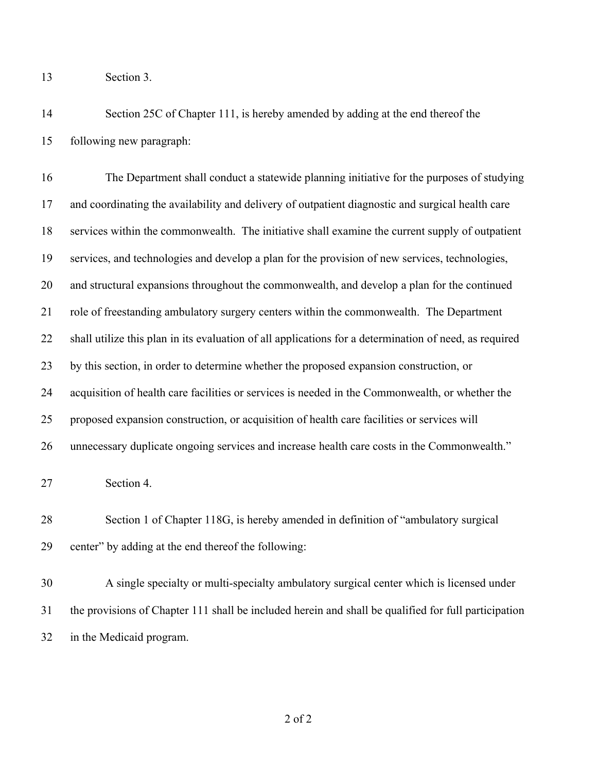Section 3.

Section 25C of Chapter 111, is hereby amended by adding at the end thereof the following new paragraph:

The Department shall conduct a statewide planning initiative for the purposes of studying and coordinating the availability and delivery of outpatient diagnostic and surgical health care services within the commonwealth. The initiative shall examine the current supply of outpatient services, and technologies and develop a plan for the provision of new services, technologies, and structural expansions throughout the commonwealth, and develop a plan for the continued role of freestanding ambulatory surgery centers within the commonwealth. The Department shall utilize this plan in its evaluation of all applications for a determination of need, as required by this section, in order to determine whether the proposed expansion construction, or acquisition of health care facilities or services is needed in the Commonwealth, or whether the proposed expansion construction, or acquisition of health care facilities or services will unnecessary duplicate ongoing services and increase health care costs in the Commonwealth."

Section 4.

Section 1 of Chapter 118G, is hereby amended in definition of "ambulatory surgical center" by adding at the end thereof the following:

A single specialty or multi-specialty ambulatory surgical center which is licensed under the provisions of Chapter 111 shall be included herein and shall be qualified for full participation in the Medicaid program.